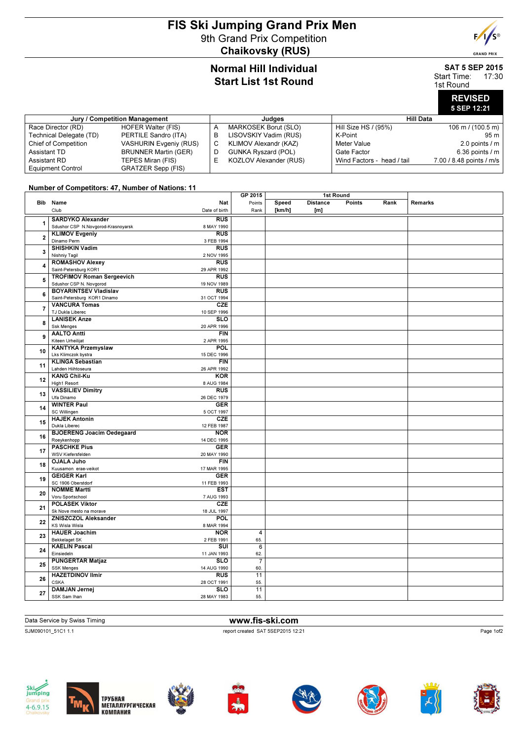# FIS Ski Jumping Grand Prix Men

## 9th Grand Prix Competition

## Chaikovsky (RUS)

### Normal Hill Individual
### Start List 1st Round

**SAT 5 SEP 2015**
Start Time: 17:30
1st Round

**REVISED**
**5 SEP 12:21**

| Jury / Competition Management | | | Judges | Hill Data | |
|---|---|---|---|---|---|
| Race Director (RD) | HOFER Walter (FIS) | A | MARKOSEK Borut (SLO) | Hill Size HS / (95%) | 106 m / (100.5 m) |
| Technical Delegate (TD) | PERTILE Sandro (ITA) | B | LISOVSKIY Vadim (RUS) | K-Point | 95 m |
| Chief of Competition | VASHURIN Evgeniy (RUS) | C | KLIMOV Alexandr (KAZ) | Meter Value | 2.0 points / m |
| Assistant TD | BRUNNER Martin (GER) | D | GUNKA Ryszard (POL) | Gate Factor | 6.36 points / m |
| Assistant RD | TEPES Miran (FIS) | E | KOZLOV Alexander (RUS) | Wind Factors - head / tail | 7.00 / 8.48 points / m/s |
| Equipment Control | GRATZER Sepp (FIS) | | | | |

**Number of Competitors: 47, Number of Nations: 11**

| Bib | Name / Club | Nat / Date of birth | GP 2015 Points / Rank | 1st Round Speed [km/h] | Distance [m] | Points | Rank | Remarks |
|---|---|---|---|---|---|---|---|---|
| 1 | SARDYKO Alexander<br>Sdushor CSP N.Novgorod-Krasnoyarsk | RUS<br>8 MAY 1990 | | | | | | |
| 2 | KLIMOV Evgeniy<br>Dinamo Perm | RUS<br>3 FEB 1994 | | | | | | |
| 3 | SHISHKIN Vadim<br>Nishniy Tagil | RUS<br>2 NOV 1995 | | | | | | |
| 4 | ROMASHOV Alexey<br>Saint-Petersburg KOR1 | RUS<br>29 APR 1992 | | | | | | |
| 5 | TROFIMOV Roman Sergeevich<br>Sdushor CSP N. Novgorod | RUS<br>19 NOV 1989 | | | | | | |
| 6 | BOYARINTSEV Vladislav<br>Saint-Petersburg KOR1 Dinamo | RUS<br>31 OCT 1994 | | | | | | |
| 7 | VANCURA Tomas<br>TJ Dukla Liberec | CZE<br>10 SEP 1996 | | | | | | |
| 8 | LANISEK Anze<br>Ssk Menges | SLO<br>20 APR 1996 | | | | | | |
| 9 | AALTO Antti<br>Kiteen Urheilijat | FIN<br>2 APR 1995 | | | | | | |
| 10 | KANTYKA Przemyslaw<br>Lks Klimczok bystra | POL<br>15 DEC 1996 | | | | | | |
| 11 | KLINGA Sebastian<br>Lahden Hiihtoseura | FIN<br>26 APR 1992 | | | | | | |
| 12 | KANG Chil-Ku<br>High1 Resort | KOR<br>8 AUG 1984 | | | | | | |
| 13 | VASSILIEV Dimitry<br>Ufa Dinamo | RUS<br>26 DEC 1979 | | | | | | |
| 14 | WINTER Paul<br>SC Willingen | GER<br>5 OCT 1997 | | | | | | |
| 15 | HAJEK Antonin<br>Dukla Liberec | CZE<br>12 FEB 1987 | | | | | | |
| 16 | BJOERENG Joacim Oedegaard<br>Roeykenhopp | NOR<br>14 DEC 1995 | | | | | | |
| 17 | PASCHKE Pius<br>WSV Kiefersfelden | GER<br>20 MAY 1990 | | | | | | |
| 18 | OJALA Juho<br>Kuusamon erae-veikot | FIN<br>17 MAR 1995 | | | | | | |
| 19 | GEIGER Karl<br>SC 1906 Oberstdorf | GER<br>11 FEB 1993 | | | | | | |
| 20 | NOMME Martti<br>Voru Sportschool | EST<br>7 AUG 1993 | | | | | | |
| 21 | POLASEK Viktor<br>Sk Nove mesto na morave | CZE<br>18 JUL 1997 | | | | | | |
| 22 | ZNISZCZOL Aleksander<br>KS Wisla Wisla | POL<br>8 MAR 1994 | | | | | | |
| 23 | HAUER Joachim<br>Bekkelaget SK | NOR<br>2 FEB 1991 | 4<br>65. | | | | | |
| 24 | KAELIN Pascal<br>Einsiedeln | SUI<br>11 JAN 1993 | 6<br>62. | | | | | |
| 25 | PUNGERTAR Matjaz<br>SSK Menges | SLO<br>14 AUG 1990 | 7<br>60. | | | | | |
| 26 | HAZETDINOV Ilmir<br>CSKA | RUS<br>28 OCT 1991 | 11<br>55. | | | | | |
| 27 | DAMJAN Jernej<br>SSK Sam Ihan | SLO<br>28 MAY 1983 | 11<br>55. | | | | | |

Data Service by Swiss Timing
www.fis-ski.com
SJM090101_51C1 1.1 report created SAT 5SEP2015 12:21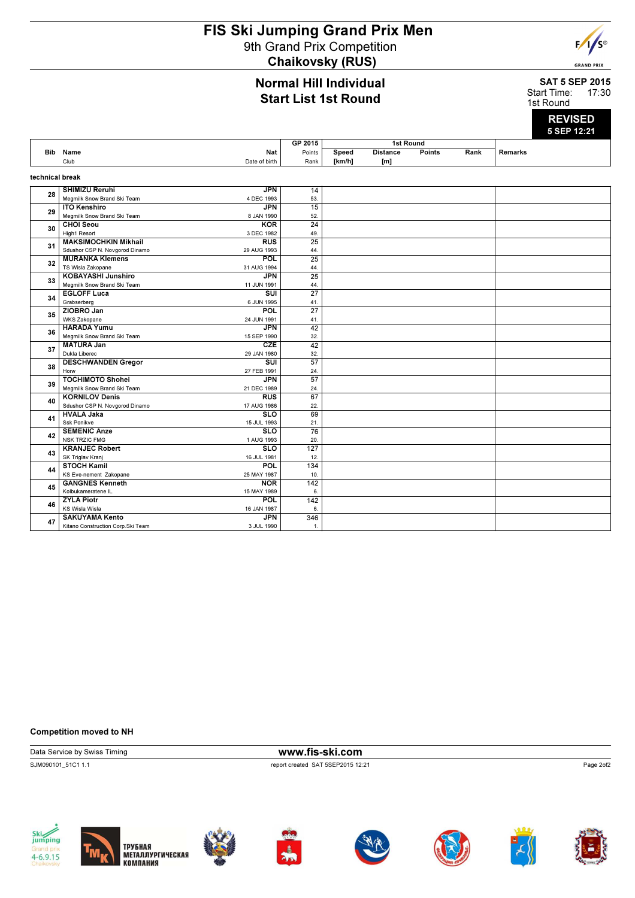# FIS Ski Jumping Grand Prix Men

## 9th Grand Prix Competition

## Chaikovsky (RUS)

### Normal Hill Individual
### Start List 1st Round

**SAT 5 SEP 2015**
Start Time: 17:30
1st Round

**REVISED**
**5 SEP 12:21**

| Bib | Name / Club | Nat / Date of birth | GP 2015 Points / Rank | Speed [km/h] | Distance [m] | Points | Rank | Remarks |
|---|---|---|---|---|---|---|---|---|
| | technical break | | | | | | | |
| 28 | **SHIMIZU Reruhi** Megmilk Snow Brand Ski Team | **JPN** 4 DEC 1993 | 14 / 53. | | | | | |
| 29 | **ITO Kenshiro** Megmilk Snow Brand Ski Team | **JPN** 8 JAN 1990 | 15 / 52. | | | | | |
| 30 | **CHOI Seou** High1 Resort | **KOR** 3 DEC 1982 | 24 / 49. | | | | | |
| 31 | **MAKSIMOCHKIN Mikhail** Sdushor CSP N. Novgorod Dinamo | **RUS** 29 AUG 1993 | 25 / 44. | | | | | |
| 32 | **MURANKA Klemens** TS Wisla Zakopane | **POL** 31 AUG 1994 | 25 / 44. | | | | | |
| 33 | **KOBAYASHI Junshiro** Megmilk Snow Brand Ski Team | **JPN** 11 JUN 1991 | 25 / 44. | | | | | |
| 34 | **EGLOFF Luca** Grabserberg | **SUI** 6 JUN 1995 | 27 / 41. | | | | | |
| 35 | **ZIOBRO Jan** WKS Zakopane | **POL** 24 JUN 1991 | 27 / 41. | | | | | |
| 36 | **HARADA Yumu** Megmilk Snow Brand Ski Team | **JPN** 15 SEP 1990 | 42 / 32. | | | | | |
| 37 | **MATURA Jan** Dukla Liberec | **CZE** 29 JAN 1980 | 42 / 32. | | | | | |
| 38 | **DESCHWANDEN Gregor** Horw | **SUI** 27 FEB 1991 | 57 / 24. | | | | | |
| 39 | **TOCHIMOTO Shohei** Megmilk Snow Brand Ski Team | **JPN** 21 DEC 1989 | 57 / 24. | | | | | |
| 40 | **KORNILOV Denis** Sdushor CSP N. Novgorod Dinamo | **RUS** 17 AUG 1986 | 67 / 22. | | | | | |
| 41 | **HVALA Jaka** Ssk Ponikve | **SLO** 15 JUL 1993 | 69 / 21. | | | | | |
| 42 | **SEMENIC Anze** NSK TRZIC FMG | **SLO** 1 AUG 1993 | 76 / 20. | | | | | |
| 43 | **KRANJEC Robert** SK Triglav Kranj | **SLO** 16 JUL 1981 | 127 / 12. | | | | | |
| 44 | **STOCH Kamil** KS Eve-nement Zakopane | **POL** 25 MAY 1987 | 134 / 10. | | | | | |
| 45 | **GANGNES Kenneth** Kolbukameratene IL | **NOR** 15 MAY 1989 | 142 / 6. | | | | | |
| 46 | **ZYLA Piotr** KS Wisla Wisla | **POL** 16 JAN 1987 | 142 / 6. | | | | | |
| 47 | **SAKUYAMA Kento** Kitano Construction Corp.Ski Team | **JPN** 3 JUL 1990 | 346 / 1. | | | | | |

**Competition moved to NH**

Data Service by Swiss Timing — www.fis-ski.com

SJM090101_51C1 1.1 — report created SAT 5SEP2015 12:21